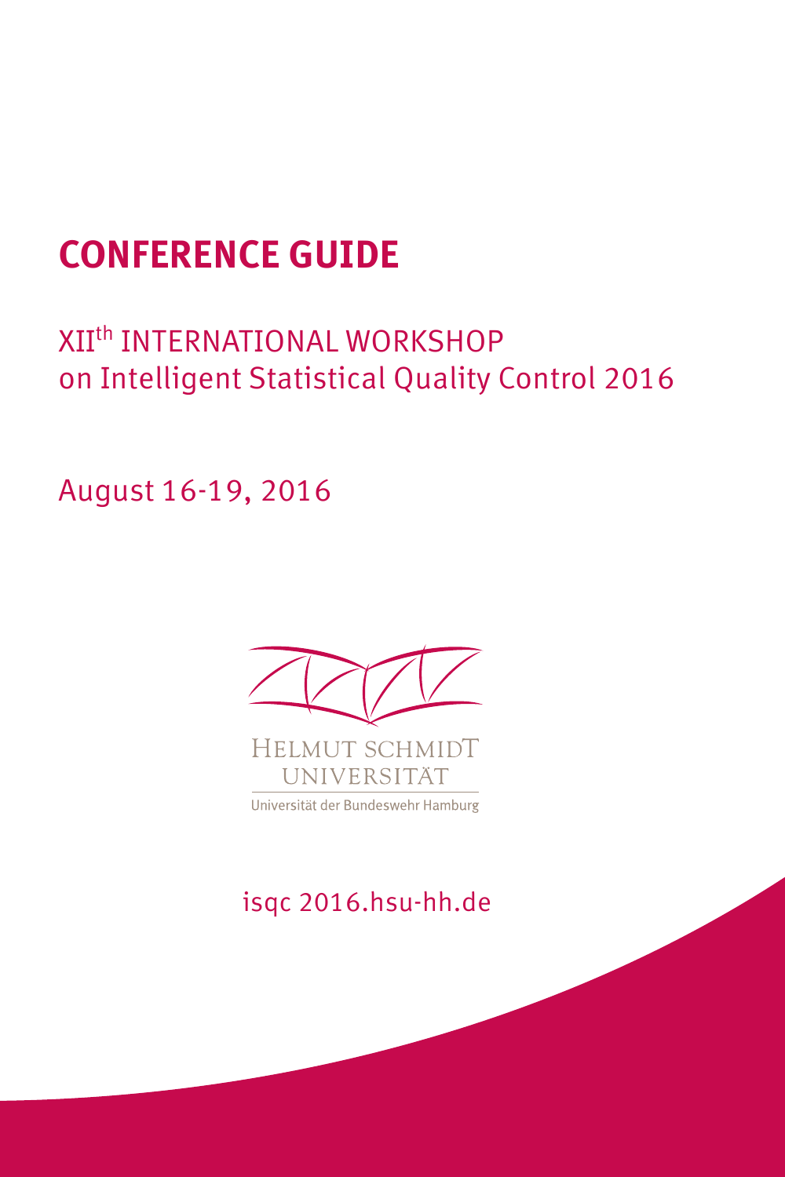# CONFERENCE GUIDE

XII[th] INTERNATIONAL WORKSHOP
on Intelligent Statistical Quality Control 2016

August 16-19, 2016

HELMUT SCHMIDT
UNIVERSITÄT
Universität der Bundeswehr Hamburg

isqc 2016.hsu-hh.de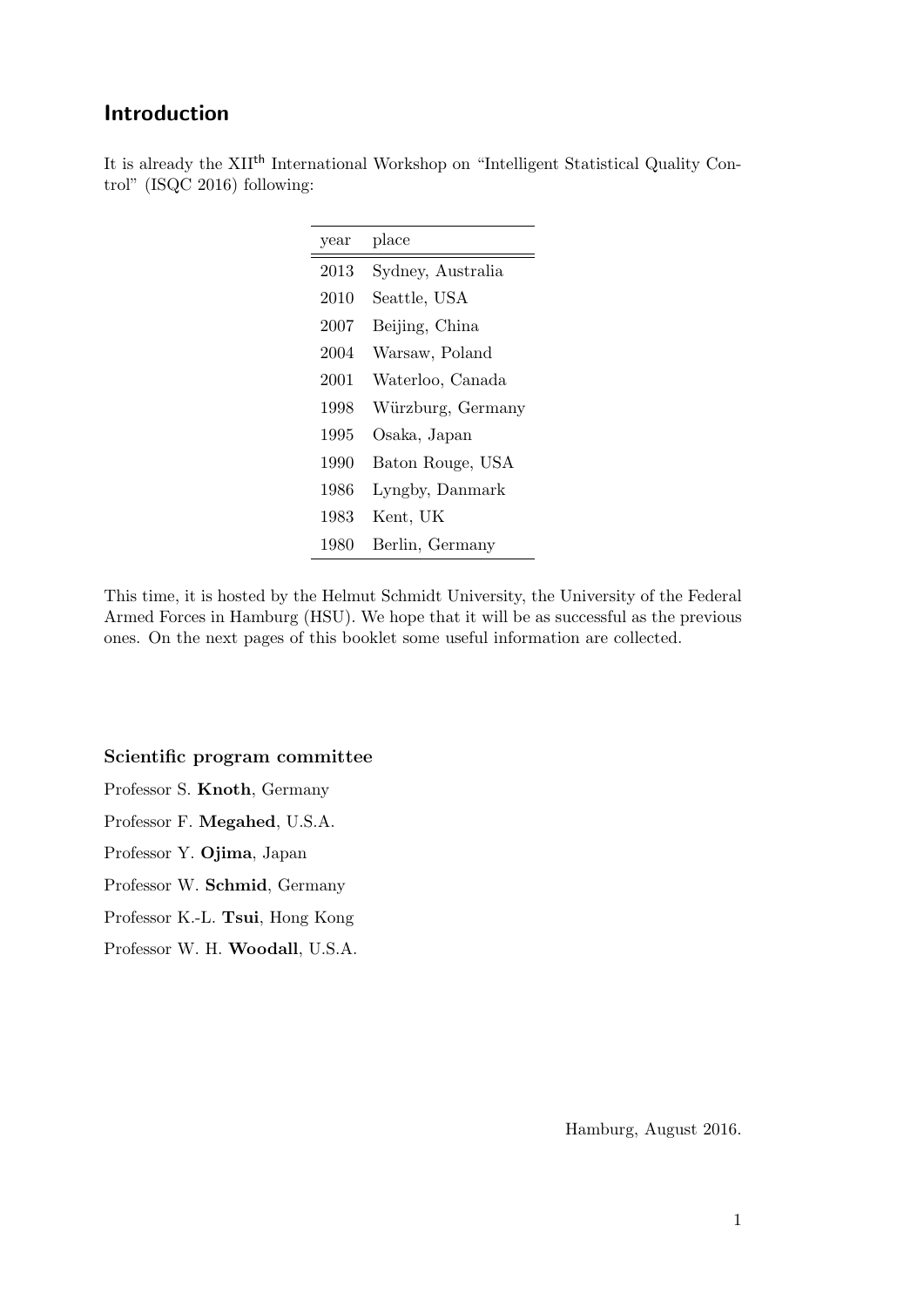## Introduction

It is already the XII$^{\text{th}}$ International Workshop on "Intelligent Statistical Quality Control" (ISQC 2016) following:

| year | place |
|---|---|
| 2013 | Sydney, Australia |
| 2010 | Seattle, USA |
| 2007 | Beijing, China |
| 2004 | Warsaw, Poland |
| 2001 | Waterloo, Canada |
| 1998 | Würzburg, Germany |
| 1995 | Osaka, Japan |
| 1990 | Baton Rouge, USA |
| 1986 | Lyngby, Danmark |
| 1983 | Kent, UK |
| 1980 | Berlin, Germany |

This time, it is hosted by the Helmut Schmidt University, the University of the Federal Armed Forces in Hamburg (HSU). We hope that it will be as successful as the previous ones. On the next pages of this booklet some useful information are collected.

**Scientific program committee**

Professor S. **Knoth**, Germany

Professor F. **Megahed**, U.S.A.

Professor Y. **Ojima**, Japan

Professor W. **Schmid**, Germany

Professor K.-L. **Tsui**, Hong Kong

Professor W. H. **Woodall**, U.S.A.

Hamburg, August 2016.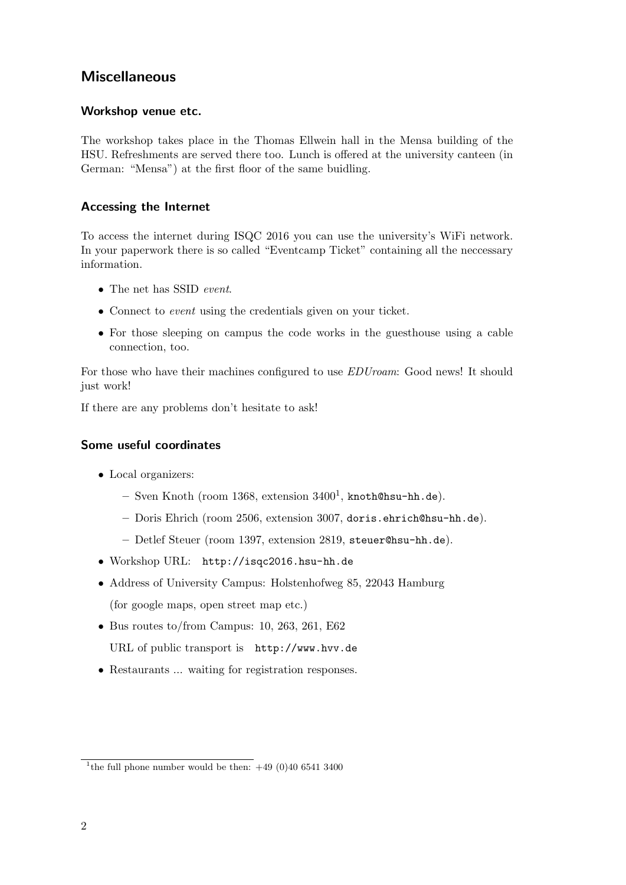## Miscellaneous

### Workshop venue etc.

The workshop takes place in the Thomas Ellwein hall in the Mensa building of the HSU. Refreshments are served there too. Lunch is offered at the university canteen (in German: "Mensa") at the first floor of the same buidling.

### Accessing the Internet

To access the internet during ISQC 2016 you can use the university's WiFi network. In your paperwork there is so called "Eventcamp Ticket" containing all the neccessary information.

- The net has SSID *event*.
- Connect to *event* using the credentials given on your ticket.
- For those sleeping on campus the code works in the guesthouse using a cable connection, too.

For those who have their machines configured to use *EDUroam*: Good news! It should just work!

If there are any problems don't hesitate to ask!

### Some useful coordinates

- Local organizers:
  - Sven Knoth (room 1368, extension 3400[1], `knoth@hsu-hh.de`).
  - Doris Ehrich (room 2506, extension 3007, `doris.ehrich@hsu-hh.de`).
  - Detlef Steuer (room 1397, extension 2819, `steuer@hsu-hh.de`).
- Workshop URL: `http://isqc2016.hsu-hh.de`
- Address of University Campus: Holstenhofweg 85, 22043 Hamburg

  (for google maps, open street map etc.)
- Bus routes to/from Campus: 10, 263, 261, E62

  URL of public transport is `http://www.hvv.de`
- Restaurants ... waiting for registration responses.

[1] the full phone number would be then: +49 (0)40 6541 3400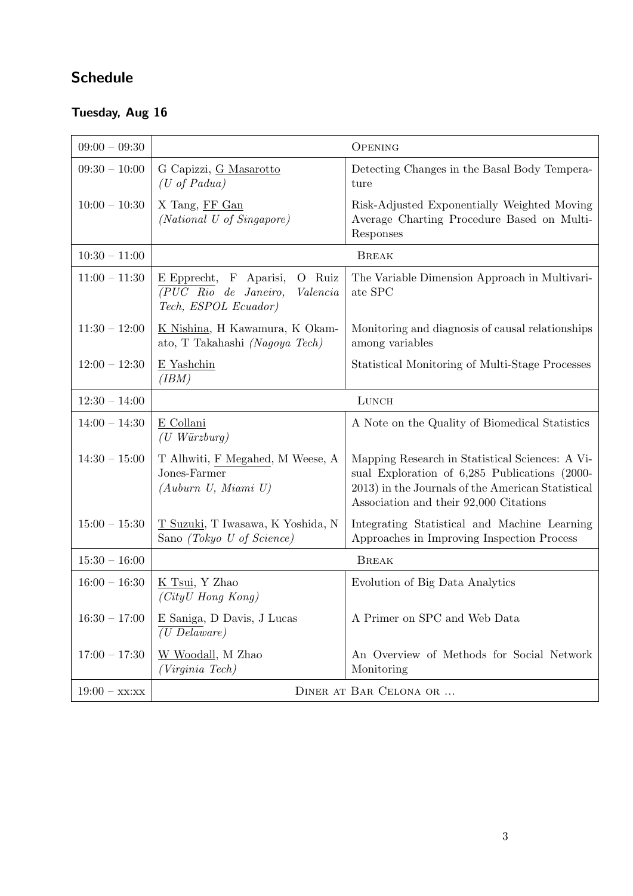## Schedule

### Tuesday, Aug 16

| Time | Speakers | Title |
|---|---|---|
| 09:00 – 09:30 | OPENING | |
| 09:30 – 10:00 | G Capizzi, G Masarotto *(U of Padua)* | Detecting Changes in the Basal Body Temperature |
| 10:00 – 10:30 | X Tang, FF Gan *(National U of Singapore)* | Risk-Adjusted Exponentially Weighted Moving Average Charting Procedure Based on Multi-Responses |
| 10:30 – 11:00 | BREAK | |
| 11:00 – 11:30 | E Epprecht, F Aparisi, O Ruiz *(PUC Rio de Janeiro, Valencia Tech, ESPOL Ecuador)* | The Variable Dimension Approach in Multivariate SPC |
| 11:30 – 12:00 | K Nishina, H Kawamura, K Okamato, T Takahashi *(Nagoya Tech)* | Monitoring and diagnosis of causal relationships among variables |
| 12:00 – 12:30 | E Yashchin *(IBM)* | Statistical Monitoring of Multi-Stage Processes |
| 12:30 – 14:00 | LUNCH | |
| 14:00 – 14:30 | E Collani *(U Würzburg)* | A Note on the Quality of Biomedical Statistics |
| 14:30 – 15:00 | T Alhwiti, F Megahed, M Weese, A Jones-Farmer *(Auburn U, Miami U)* | Mapping Research in Statistical Sciences: A Visual Exploration of 6,285 Publications (2000-2013) in the Journals of the American Statistical Association and their 92,000 Citations |
| 15:00 – 15:30 | T Suzuki, T Iwasawa, K Yoshida, N Sano *(Tokyo U of Science)* | Integrating Statistical and Machine Learning Approaches in Improving Inspection Process |
| 15:30 – 16:00 | BREAK | |
| 16:00 – 16:30 | K Tsui, Y Zhao *(CityU Hong Kong)* | Evolution of Big Data Analytics |
| 16:30 – 17:00 | E Saniga, D Davis, J Lucas *(U Delaware)* | A Primer on SPC and Web Data |
| 17:00 – 17:30 | W Woodall, M Zhao *(Virginia Tech)* | An Overview of Methods for Social Network Monitoring |
| 19:00 – xx:xx | DINER AT BAR CELONA OR ... | |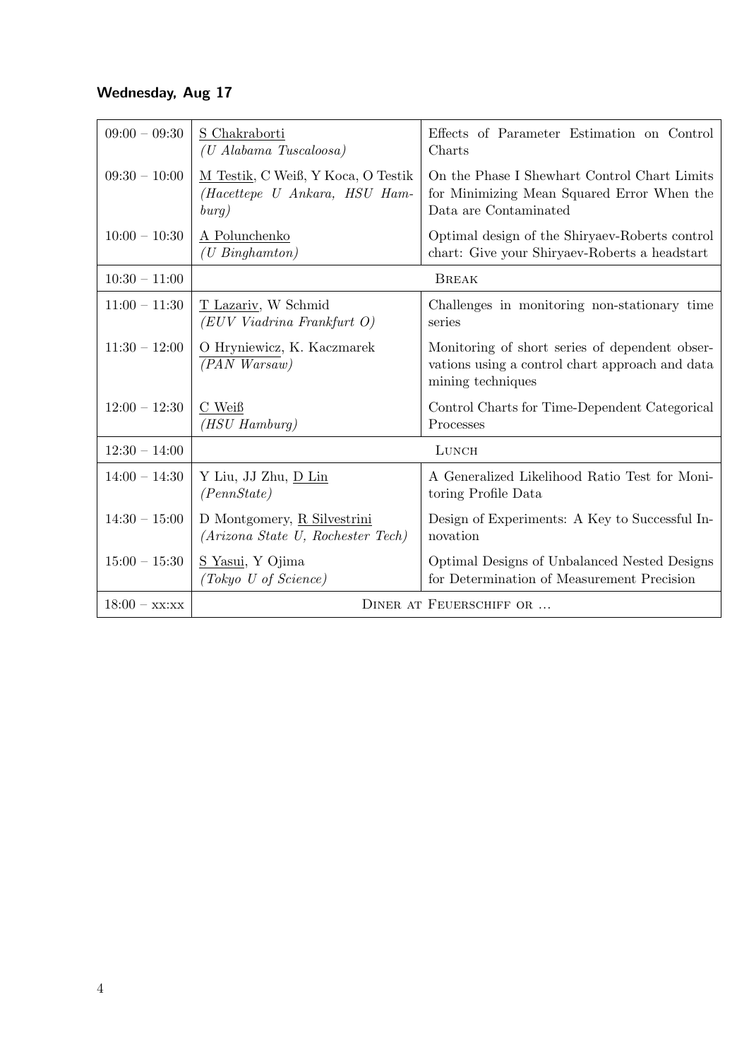### Wednesday, Aug 17

| | | |
|---|---|---|
| 09:00 – 09:30 | S Chakraborti *(U Alabama Tuscaloosa)* | Effects of Parameter Estimation on Control Charts |
| 09:30 – 10:00 | M Testik, C Weiß, Y Koca, O Testik *(Hacettepe U Ankara, HSU Hamburg)* | On the Phase I Shewhart Control Chart Limits for Minimizing Mean Squared Error When the Data are Contaminated |
| 10:00 – 10:30 | A Polunchenko *(U Binghamton)* | Optimal design of the Shiryaev-Roberts control chart: Give your Shiryaev-Roberts a headstart |
| 10:30 – 11:00 | BREAK | |
| 11:00 – 11:30 | T Lazariv, W Schmid *(EUV Viadrina Frankfurt O)* | Challenges in monitoring non-stationary time series |
| 11:30 – 12:00 | O Hryniewicz, K. Kaczmarek *(PAN Warsaw)* | Monitoring of short series of dependent observations using a control chart approach and data mining techniques |
| 12:00 – 12:30 | C Weiß *(HSU Hamburg)* | Control Charts for Time-Dependent Categorical Processes |
| 12:30 – 14:00 | LUNCH | |
| 14:00 – 14:30 | Y Liu, JJ Zhu, D Lin *(PennState)* | A Generalized Likelihood Ratio Test for Monitoring Profile Data |
| 14:30 – 15:00 | D Montgomery, R Silvestrini *(Arizona State U, Rochester Tech)* | Design of Experiments: A Key to Successful Innovation |
| 15:00 – 15:30 | S Yasui, Y Ojima *(Tokyo U of Science)* | Optimal Designs of Unbalanced Nested Designs for Determination of Measurement Precision |
| 18:00 – xx:xx | DINER AT FEUERSCHIFF OR ... | |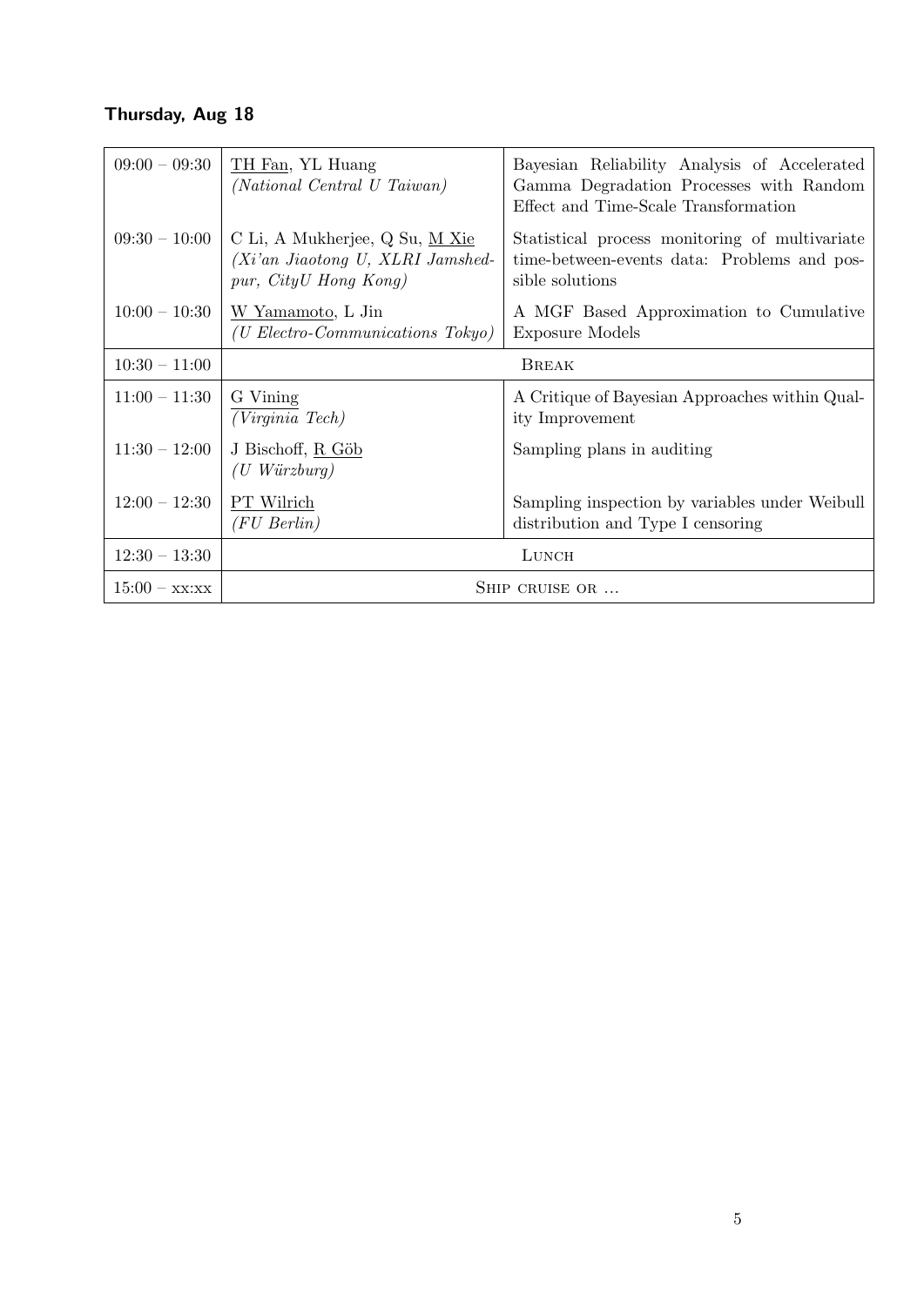## Thursday, Aug 18

| | | |
|---|---|---|
| 09:00 – 09:30 | TH Fan, YL Huang<br>*(National Central U Taiwan)* | Bayesian Reliability Analysis of Accelerated Gamma Degradation Processes with Random Effect and Time-Scale Transformation |
| 09:30 – 10:00 | C Li, A Mukherjee, Q Su, M Xie<br>*(Xi'an Jiaotong U, XLRI Jamshedpur, CityU Hong Kong)* | Statistical process monitoring of multivariate time-between-events data: Problems and possible solutions |
| 10:00 – 10:30 | W Yamamoto, L Jin<br>*(U Electro-Communications Tokyo)* | A MGF Based Approximation to Cumulative Exposure Models |
| 10:30 – 11:00 | Break | |
| 11:00 – 11:30 | G Vining<br>*(Virginia Tech)* | A Critique of Bayesian Approaches within Quality Improvement |
| 11:30 – 12:00 | J Bischoff, R Göb<br>*(U Würzburg)* | Sampling plans in auditing |
| 12:00 – 12:30 | PT Wilrich<br>*(FU Berlin)* | Sampling inspection by variables under Weibull distribution and Type I censoring |
| 12:30 – 13:30 | Lunch | |
| 15:00 – xx:xx | Ship cruise or ... | |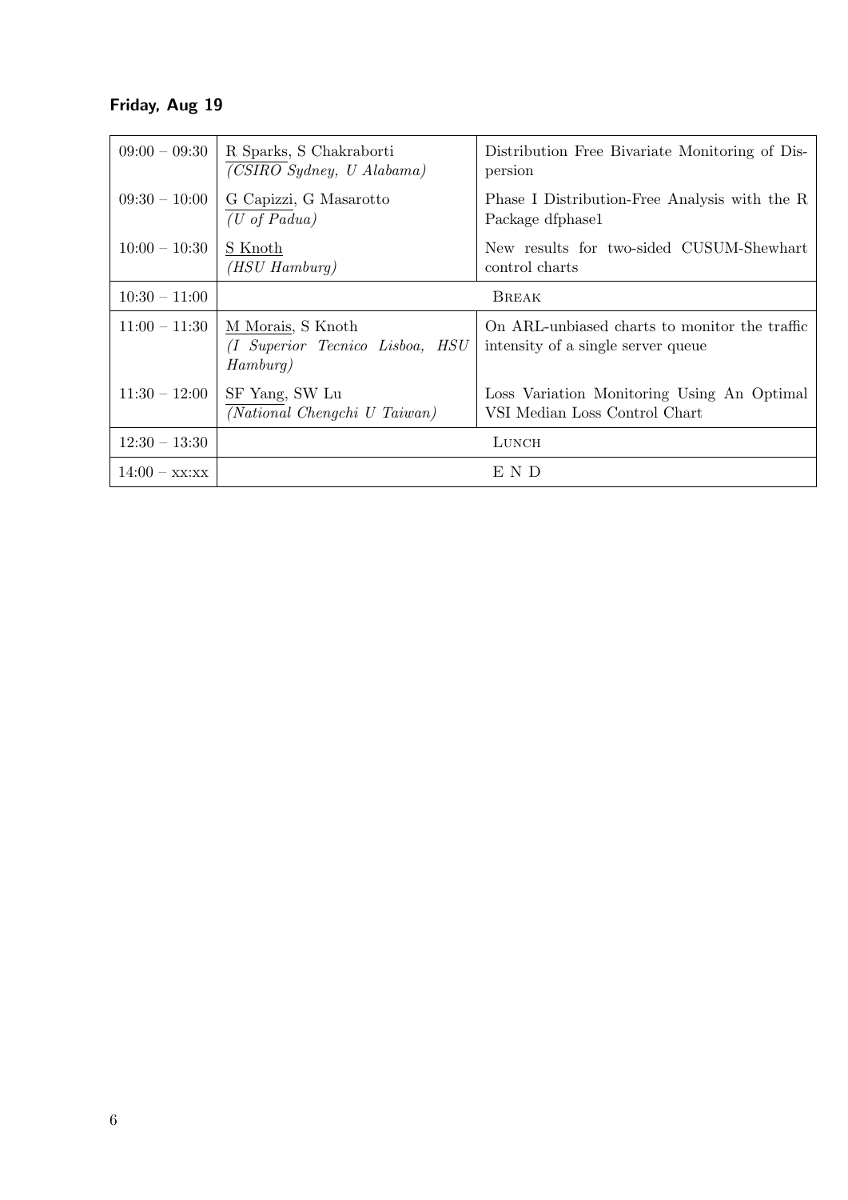### Friday, Aug 19

| | | |
|---|---|---|
| 09:00 – 09:30 | R Sparks, S Chakraborti *(CSIRO Sydney, U Alabama)* | Distribution Free Bivariate Monitoring of Dispersion |
| 09:30 – 10:00 | G Capizzi, G Masarotto *(U of Padua)* | Phase I Distribution-Free Analysis with the R Package dfphase1 |
| 10:00 – 10:30 | S Knoth *(HSU Hamburg)* | New results for two-sided CUSUM-Shewhart control charts |
| 10:30 – 11:00 | BREAK | |
| 11:00 – 11:30 | M Morais, S Knoth *(I Superior Tecnico Lisboa, HSU Hamburg)* | On ARL-unbiased charts to monitor the traffic intensity of a single server queue |
| 11:30 – 12:00 | SF Yang, SW Lu *(National Chengchi U Taiwan)* | Loss Variation Monitoring Using An Optimal VSI Median Loss Control Chart |
| 12:30 – 13:30 | LUNCH | |
| 14:00 – xx:xx | E N D | |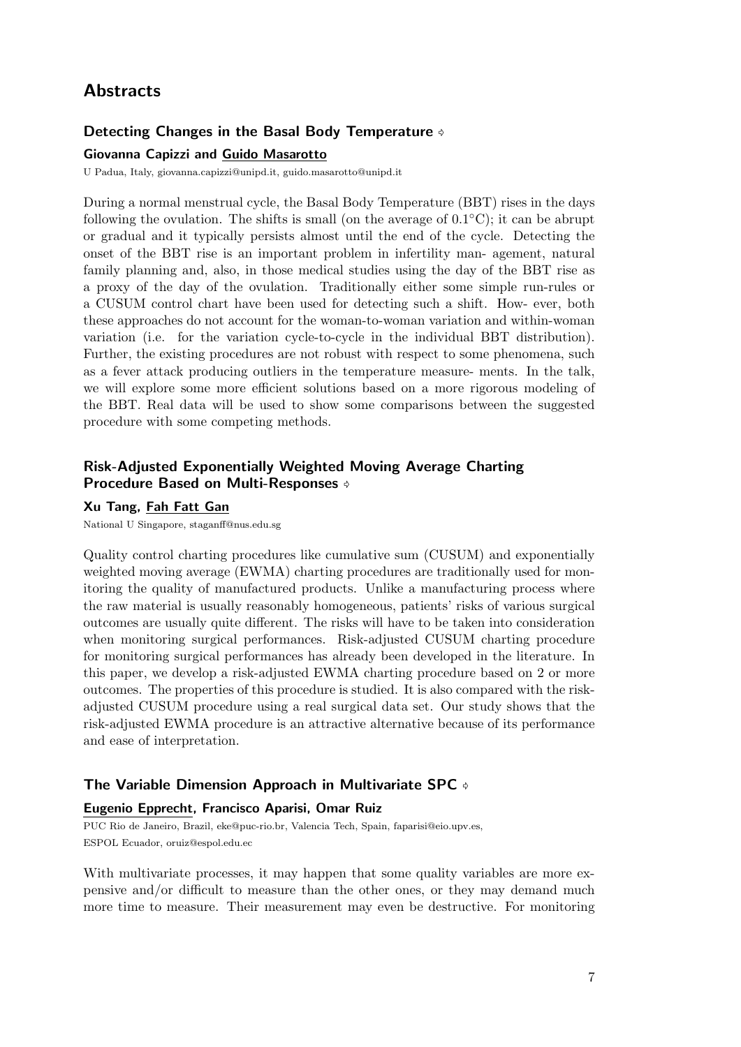# Abstracts

## Detecting Changes in the Basal Body Temperature ⟐

**Giovanna Capizzi and Guido Masarotto**

U Padua, Italy, giovanna.capizzi@unipd.it, guido.masarotto@unipd.it

During a normal menstrual cycle, the Basal Body Temperature (BBT) rises in the days following the ovulation. The shifts is small (on the average of 0.1°C); it can be abrupt or gradual and it typically persists almost until the end of the cycle. Detecting the onset of the BBT rise is an important problem in infertility man- agement, natural family planning and, also, in those medical studies using the day of the BBT rise as a proxy of the day of the ovulation. Traditionally either some simple run-rules or a CUSUM control chart have been used for detecting such a shift. How- ever, both these approaches do not account for the woman-to-woman variation and within-woman variation (i.e. for the variation cycle-to-cycle in the individual BBT distribution). Further, the existing procedures are not robust with respect to some phenomena, such as a fever attack producing outliers in the temperature measure- ments. In the talk, we will explore some more efficient solutions based on a more rigorous modeling of the BBT. Real data will be used to show some comparisons between the suggested procedure with some competing methods.

## Risk-Adjusted Exponentially Weighted Moving Average Charting Procedure Based on Multi-Responses ⟐

**Xu Tang, Fah Fatt Gan**

National U Singapore, staganff@nus.edu.sg

Quality control charting procedures like cumulative sum (CUSUM) and exponentially weighted moving average (EWMA) charting procedures are traditionally used for monitoring the quality of manufactured products. Unlike a manufacturing process where the raw material is usually reasonably homogeneous, patients' risks of various surgical outcomes are usually quite different. The risks will have to be taken into consideration when monitoring surgical performances. Risk-adjusted CUSUM charting procedure for monitoring surgical performances has already been developed in the literature. In this paper, we develop a risk-adjusted EWMA charting procedure based on 2 or more outcomes. The properties of this procedure is studied. It is also compared with the risk-adjusted CUSUM procedure using a real surgical data set. Our study shows that the risk-adjusted EWMA procedure is an attractive alternative because of its performance and ease of interpretation.

## The Variable Dimension Approach in Multivariate SPC ⟐

**Eugenio Epprecht, Francisco Aparisi, Omar Ruiz**

PUC Rio de Janeiro, Brazil, eke@puc-rio.br, Valencia Tech, Spain, faparisi@eio.upv.es, ESPOL Ecuador, oruiz@espol.edu.ec

With multivariate processes, it may happen that some quality variables are more expensive and/or difficult to measure than the other ones, or they may demand much more time to measure. Their measurement may even be destructive. For monitoring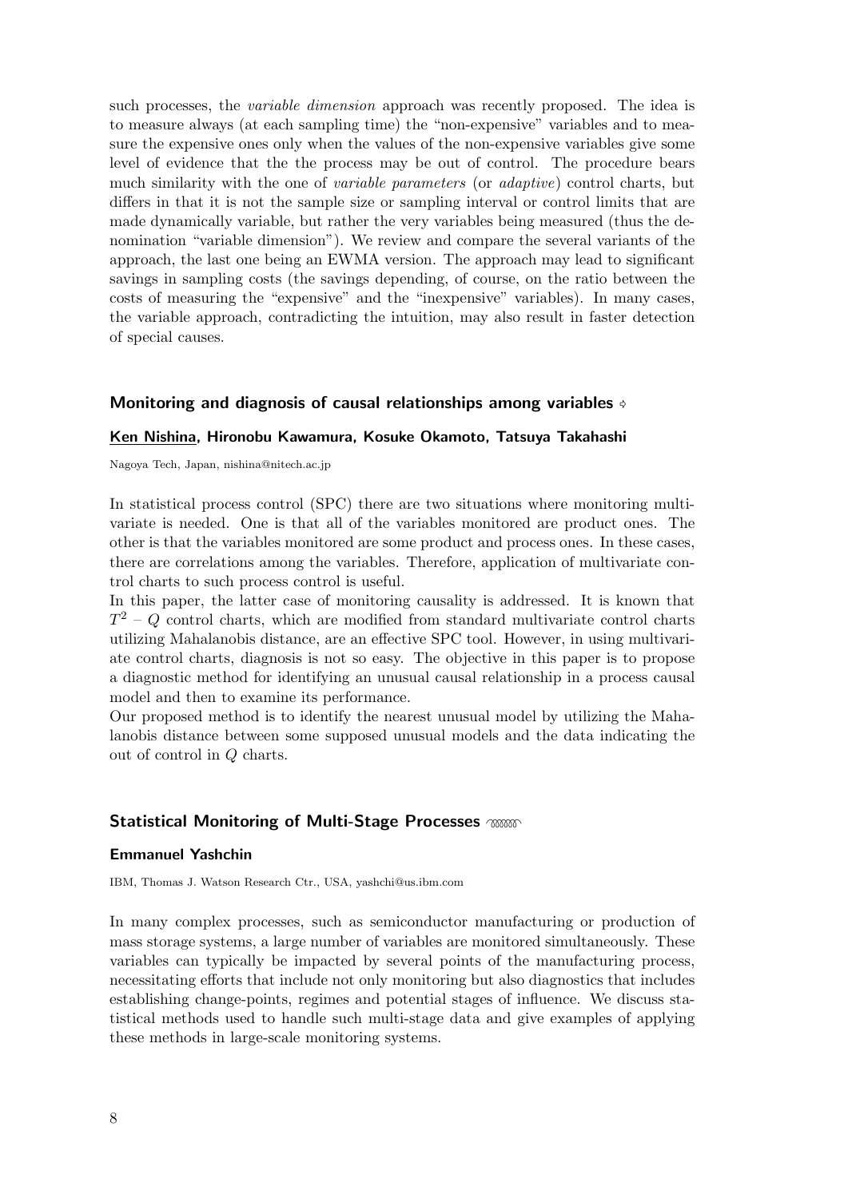such processes, the *variable dimension* approach was recently proposed. The idea is to measure always (at each sampling time) the "non-expensive" variables and to measure the expensive ones only when the values of the non-expensive variables give some level of evidence that the the process may be out of control. The procedure bears much similarity with the one of *variable parameters* (or *adaptive*) control charts, but differs in that it is not the sample size or sampling interval or control limits that are made dynamically variable, but rather the very variables being measured (thus the denomination "variable dimension"). We review and compare the several variants of the approach, the last one being an EWMA version. The approach may lead to significant savings in sampling costs (the savings depending, of course, on the ratio between the costs of measuring the "expensive" and the "inexpensive" variables). In many cases, the variable approach, contradicting the intuition, may also result in faster detection of special causes.

### Monitoring and diagnosis of causal relationships among variables

**Ken Nishina, Hironobu Kawamura, Kosuke Okamoto, Tatsuya Takahashi**

Nagoya Tech, Japan, nishina@nitech.ac.jp

In statistical process control (SPC) there are two situations where monitoring multivariate is needed. One is that all of the variables monitored are product ones. The other is that the variables monitored are some product and process ones. In these cases, there are correlations among the variables. Therefore, application of multivariate control charts to such process control is useful.

In this paper, the latter case of monitoring causality is addressed. It is known that $T^2 - Q$ control charts, which are modified from standard multivariate control charts utilizing Mahalanobis distance, are an effective SPC tool. However, in using multivariate control charts, diagnosis is not so easy. The objective in this paper is to propose a diagnostic method for identifying an unusual causal relationship in a process causal model and then to examine its performance.

Our proposed method is to identify the nearest unusual model by utilizing the Mahalanobis distance between some supposed unusual models and the data indicating the out of control in $Q$ charts.

### Statistical Monitoring of Multi-Stage Processes

**Emmanuel Yashchin**

IBM, Thomas J. Watson Research Ctr., USA, yashchi@us.ibm.com

In many complex processes, such as semiconductor manufacturing or production of mass storage systems, a large number of variables are monitored simultaneously. These variables can typically be impacted by several points of the manufacturing process, necessitating efforts that include not only monitoring but also diagnostics that includes establishing change-points, regimes and potential stages of influence. We discuss statistical methods used to handle such multi-stage data and give examples of applying these methods in large-scale monitoring systems.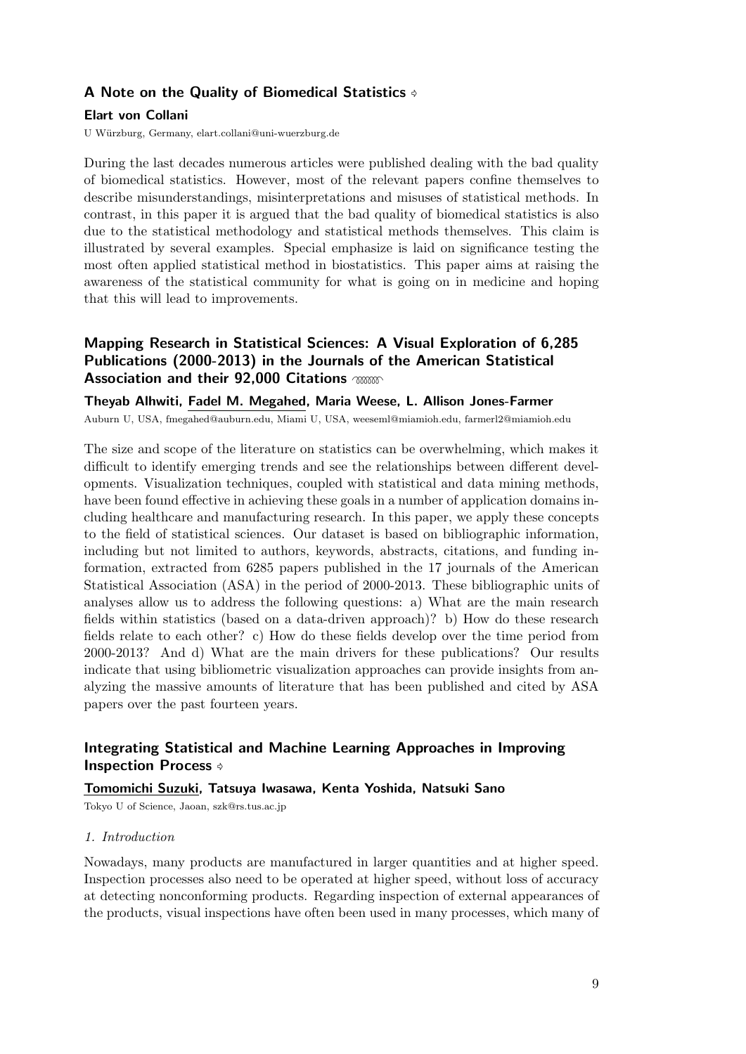### A Note on the Quality of Biomedical Statistics

**Elart von Collani**

U Würzburg, Germany, elart.collani@uni-wuerzburg.de

During the last decades numerous articles were published dealing with the bad quality of biomedical statistics. However, most of the relevant papers confine themselves to describe misunderstandings, misinterpretations and misuses of statistical methods. In contrast, in this paper it is argued that the bad quality of biomedical statistics is also due to the statistical methodology and statistical methods themselves. This claim is illustrated by several examples. Special emphasize is laid on significance testing the most often applied statistical method in biostatistics. This paper aims at raising the awareness of the statistical community for what is going on in medicine and hoping that this will lead to improvements.

### Mapping Research in Statistical Sciences: A Visual Exploration of 6,285 Publications (2000-2013) in the Journals of the American Statistical Association and their 92,000 Citations

**Theyab Alhwiti, Fadel M. Megahed, Maria Weese, L. Allison Jones-Farmer**

Auburn U, USA, fmegahed@auburn.edu, Miami U, USA, weeseml@miamioh.edu, farmerl2@miamioh.edu

The size and scope of the literature on statistics can be overwhelming, which makes it difficult to identify emerging trends and see the relationships between different developments. Visualization techniques, coupled with statistical and data mining methods, have been found effective in achieving these goals in a number of application domains including healthcare and manufacturing research. In this paper, we apply these concepts to the field of statistical sciences. Our dataset is based on bibliographic information, including but not limited to authors, keywords, abstracts, citations, and funding information, extracted from 6285 papers published in the 17 journals of the American Statistical Association (ASA) in the period of 2000-2013. These bibliographic units of analyses allow us to address the following questions: a) What are the main research fields within statistics (based on a data-driven approach)? b) How do these research fields relate to each other? c) How do these fields develop over the time period from 2000-2013? And d) What are the main drivers for these publications? Our results indicate that using bibliometric visualization approaches can provide insights from analyzing the massive amounts of literature that has been published and cited by ASA papers over the past fourteen years.

### Integrating Statistical and Machine Learning Approaches in Improving Inspection Process

**Tomomichi Suzuki, Tatsuya Iwasawa, Kenta Yoshida, Natsuki Sano**

Tokyo U of Science, Jaoan, szk@rs.tus.ac.jp

*1. Introduction*

Nowadays, many products are manufactured in larger quantities and at higher speed. Inspection processes also need to be operated at higher speed, without loss of accuracy at detecting nonconforming products. Regarding inspection of external appearances of the products, visual inspections have often been used in many processes, which many of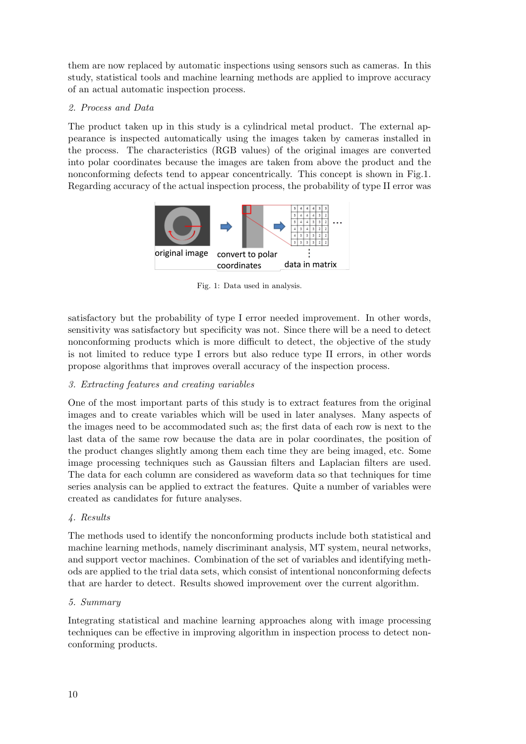them are now replaced by automatic inspections using sensors such as cameras. In this study, statistical tools and machine learning methods are applied to improve accuracy of an actual automatic inspection process.

*2. Process and Data*

The product taken up in this study is a cylindrical metal product. The external appearance is inspected automatically using the images taken by cameras installed in the process. The characteristics (RGB values) of the original images are converted into polar coordinates because the images are taken from above the product and the nonconforming defects tend to appear concentrically. This concept is shown in Fig.1. Regarding accuracy of the actual inspection process, the probability of type II error was satisfactory but the probability of type I error needed improvement. In other words, sensitivity was satisfactory but specificity was not. Since there will be a need to detect nonconforming products which is more difficult to detect, the objective of the study is not limited to reduce type I errors but also reduce type II errors, in other words propose algorithms that improves overall accuracy of the inspection process.

Fig. 1: Data used in analysis.

*3. Extracting features and creating variables*

One of the most important parts of this study is to extract features from the original images and to create variables which will be used in later analyses. Many aspects of the images need to be accommodated such as; the first data of each row is next to the last data of the same row because the data are in polar coordinates, the position of the product changes slightly among them each time they are being imaged, etc. Some image processing techniques such as Gaussian filters and Laplacian filters are used. The data for each column are considered as waveform data so that techniques for time series analysis can be applied to extract the features. Quite a number of variables were created as candidates for future analyses.

*4. Results*

The methods used to identify the nonconforming products include both statistical and machine learning methods, namely discriminant analysis, MT system, neural networks, and support vector machines. Combination of the set of variables and identifying methods are applied to the trial data sets, which consist of intentional nonconforming defects that are harder to detect. Results showed improvement over the current algorithm.

*5. Summary*

Integrating statistical and machine learning approaches along with image processing techniques can be effective in improving algorithm in inspection process to detect nonconforming products.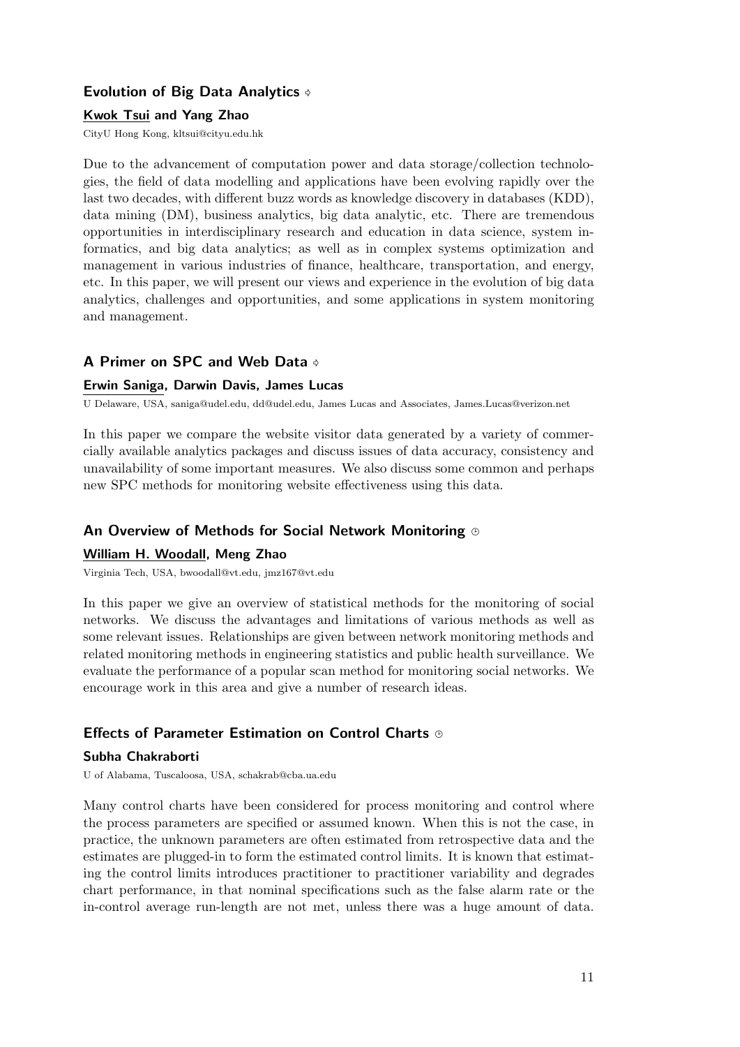### Evolution of Big Data Analytics ⟐

**Kwok Tsui and Yang Zhao**

CityU Hong Kong, kltsui@cityu.edu.hk

Due to the advancement of computation power and data storage/collection technologies, the field of data modelling and applications have been evolving rapidly over the last two decades, with different buzz words as knowledge discovery in databases (KDD), data mining (DM), business analytics, big data analytic, etc. There are tremendous opportunities in interdisciplinary research and education in data science, system informatics, and big data analytics; as well as in complex systems optimization and management in various industries of finance, healthcare, transportation, and energy, etc. In this paper, we will present our views and experience in the evolution of big data analytics, challenges and opportunities, and some applications in system monitoring and management.

### A Primer on SPC and Web Data ⟐

**Erwin Saniga, Darwin Davis, James Lucas**

U Delaware, USA, saniga@udel.edu, dd@udel.edu, James Lucas and Associates, James.Lucas@verizon.net

In this paper we compare the website visitor data generated by a variety of commercially available analytics packages and discuss issues of data accuracy, consistency and unavailability of some important measures. We also discuss some common and perhaps new SPC methods for monitoring website effectiveness using this data.

### An Overview of Methods for Social Network Monitoring ⊙

**William H. Woodall, Meng Zhao**

Virginia Tech, USA, bwoodall@vt.edu, jmz167@vt.edu

In this paper we give an overview of statistical methods for the monitoring of social networks. We discuss the advantages and limitations of various methods as well as some relevant issues. Relationships are given between network monitoring methods and related monitoring methods in engineering statistics and public health surveillance. We evaluate the performance of a popular scan method for monitoring social networks. We encourage work in this area and give a number of research ideas.

### Effects of Parameter Estimation on Control Charts ⊙

**Subha Chakraborti**

U of Alabama, Tuscaloosa, USA, schakrab@cba.ua.edu

Many control charts have been considered for process monitoring and control where the process parameters are specified or assumed known. When this is not the case, in practice, the unknown parameters are often estimated from retrospective data and the estimates are plugged-in to form the estimated control limits. It is known that estimating the control limits introduces practitioner to practitioner variability and degrades chart performance, in that nominal specifications such as the false alarm rate or the in-control average run-length are not met, unless there was a huge amount of data.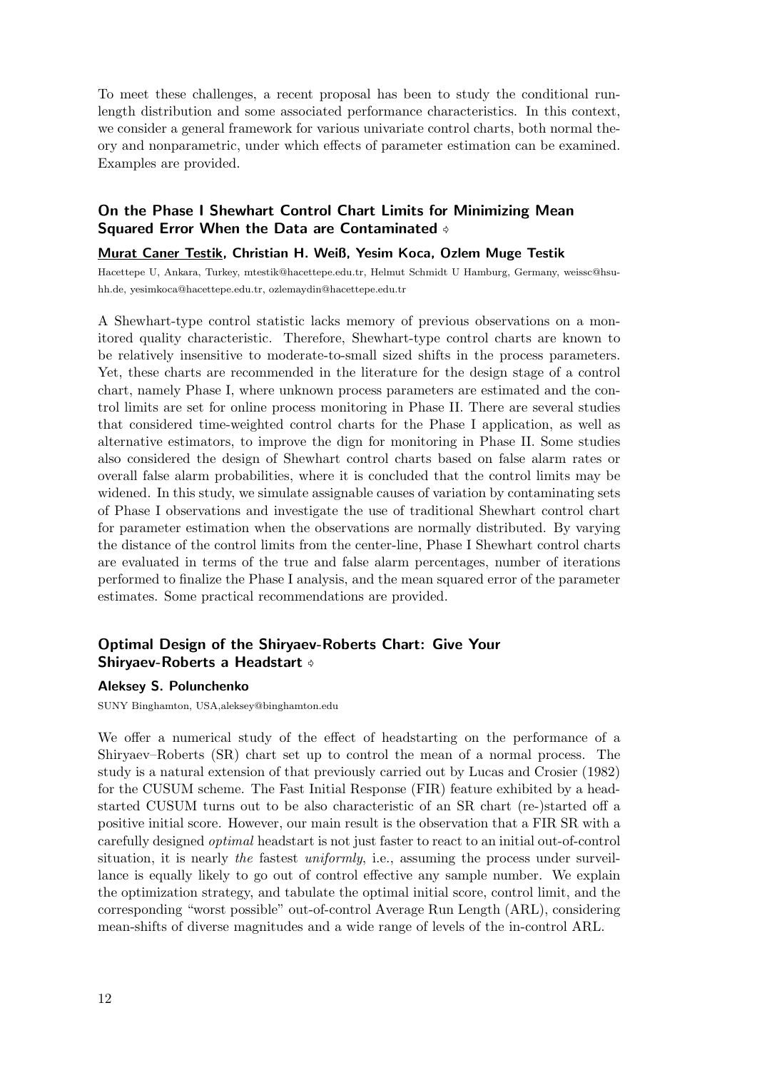To meet these challenges, a recent proposal has been to study the conditional run-length distribution and some associated performance characteristics. In this context, we consider a general framework for various univariate control charts, both normal theory and nonparametric, under which effects of parameter estimation can be examined. Examples are provided.

### On the Phase I Shewhart Control Chart Limits for Minimizing Mean Squared Error When the Data are Contaminated ⋄

**Murat Caner Testik, Christian H. Weiß, Yesim Koca, Ozlem Muge Testik**

Hacettepe U, Ankara, Turkey, mtestik@hacettepe.edu.tr, Helmut Schmidt U Hamburg, Germany, weissc@hsu-hh.de, yesimkoca@hacettepe.edu.tr, ozlemaydin@hacettepe.edu.tr

A Shewhart-type control statistic lacks memory of previous observations on a monitored quality characteristic. Therefore, Shewhart-type control charts are known to be relatively insensitive to moderate-to-small sized shifts in the process parameters. Yet, these charts are recommended in the literature for the design stage of a control chart, namely Phase I, where unknown process parameters are estimated and the control limits are set for online process monitoring in Phase II. There are several studies that considered time-weighted control charts for the Phase I application, as well as alternative estimators, to improve the dign for monitoring in Phase II. Some studies also considered the design of Shewhart control charts based on false alarm rates or overall false alarm probabilities, where it is concluded that the control limits may be widened. In this study, we simulate assignable causes of variation by contaminating sets of Phase I observations and investigate the use of traditional Shewhart control chart for parameter estimation when the observations are normally distributed. By varying the distance of the control limits from the center-line, Phase I Shewhart control charts are evaluated in terms of the true and false alarm percentages, number of iterations performed to finalize the Phase I analysis, and the mean squared error of the parameter estimates. Some practical recommendations are provided.

### Optimal Design of the Shiryaev-Roberts Chart: Give Your Shiryaev-Roberts a Headstart ⋄

**Aleksey S. Polunchenko**

SUNY Binghamton, USA,aleksey@binghamton.edu

We offer a numerical study of the effect of headstarting on the performance of a Shiryaev–Roberts (SR) chart set up to control the mean of a normal process. The study is a natural extension of that previously carried out by Lucas and Crosier (1982) for the CUSUM scheme. The Fast Initial Response (FIR) feature exhibited by a headstarted CUSUM turns out to be also characteristic of an SR chart (re-)started off a positive initial score. However, our main result is the observation that a FIR SR with a carefully designed *optimal* headstart is not just faster to react to an initial out-of-control situation, it is nearly *the* fastest *uniformly*, i.e., assuming the process under surveillance is equally likely to go out of control effective any sample number. We explain the optimization strategy, and tabulate the optimal initial score, control limit, and the corresponding "worst possible" out-of-control Average Run Length (ARL), considering mean-shifts of diverse magnitudes and a wide range of levels of the in-control ARL.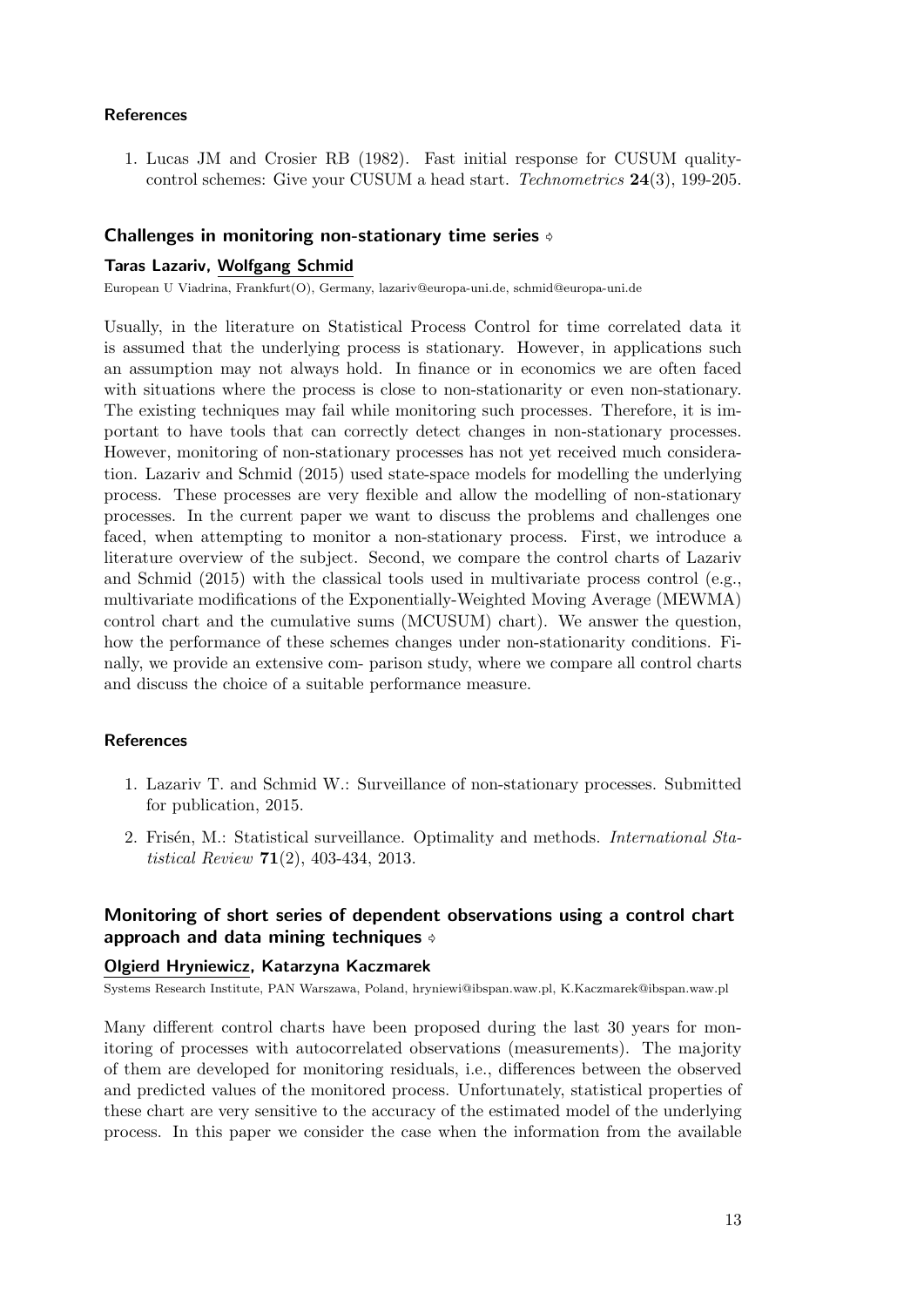#### References

1. Lucas JM and Crosier RB (1982). Fast initial response for CUSUM quality-control schemes: Give your CUSUM a head start. *Technometrics* **24**(3), 199-205.

### Challenges in monitoring non-stationary time series ⋄

**Taras Lazariv, Wolfgang Schmid**

European U Viadrina, Frankfurt(O), Germany, lazariv@europa-uni.de, schmid@europa-uni.de

Usually, in the literature on Statistical Process Control for time correlated data it is assumed that the underlying process is stationary. However, in applications such an assumption may not always hold. In finance or in economics we are often faced with situations where the process is close to non-stationarity or even non-stationary. The existing techniques may fail while monitoring such processes. Therefore, it is important to have tools that can correctly detect changes in non-stationary processes. However, monitoring of non-stationary processes has not yet received much consideration. Lazariv and Schmid (2015) used state-space models for modelling the underlying process. These processes are very flexible and allow the modelling of non-stationary processes. In the current paper we want to discuss the problems and challenges one faced, when attempting to monitor a non-stationary process. First, we introduce a literature overview of the subject. Second, we compare the control charts of Lazariv and Schmid (2015) with the classical tools used in multivariate process control (e.g., multivariate modifications of the Exponentially-Weighted Moving Average (MEWMA) control chart and the cumulative sums (MCUSUM) chart). We answer the question, how the performance of these schemes changes under non-stationarity conditions. Finally, we provide an extensive com- parison study, where we compare all control charts and discuss the choice of a suitable performance measure.

#### References

1. Lazariv T. and Schmid W.: Surveillance of non-stationary processes. Submitted for publication, 2015.
2. Frisén, M.: Statistical surveillance. Optimality and methods. *International Statistical Review* **71**(2), 403-434, 2013.

### Monitoring of short series of dependent observations using a control chart approach and data mining techniques ⋄

**Olgierd Hryniewicz, Katarzyna Kaczmarek**

Systems Research Institute, PAN Warszawa, Poland, hryniewi@ibspan.waw.pl, K.Kaczmarek@ibspan.waw.pl

Many different control charts have been proposed during the last 30 years for monitoring of processes with autocorrelated observations (measurements). The majority of them are developed for monitoring residuals, i.e., differences between the observed and predicted values of the monitored process. Unfortunately, statistical properties of these chart are very sensitive to the accuracy of the estimated model of the underlying process. In this paper we consider the case when the information from the available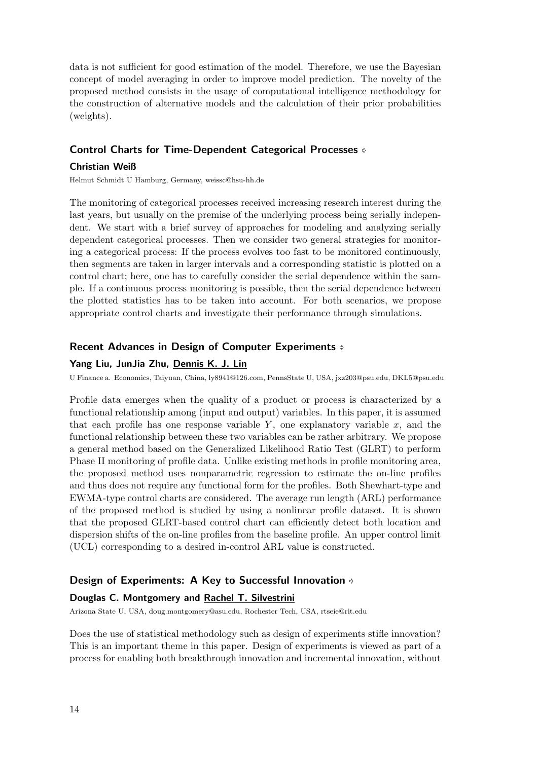data is not sufficient for good estimation of the model. Therefore, we use the Bayesian concept of model averaging in order to improve model prediction. The novelty of the proposed method consists in the usage of computational intelligence methodology for the construction of alternative models and the calculation of their prior probabilities (weights).

### Control Charts for Time-Dependent Categorical Processes

**Christian Weiß**

Helmut Schmidt U Hamburg, Germany, weissc@hsu-hh.de

The monitoring of categorical processes received increasing research interest during the last years, but usually on the premise of the underlying process being serially independent. We start with a brief survey of approaches for modeling and analyzing serially dependent categorical processes. Then we consider two general strategies for monitoring a categorical process: If the process evolves too fast to be monitored continuously, then segments are taken in larger intervals and a corresponding statistic is plotted on a control chart; here, one has to carefully consider the serial dependence within the sample. If a continuous process monitoring is possible, then the serial dependence between the plotted statistics has to be taken into account. For both scenarios, we propose appropriate control charts and investigate their performance through simulations.

### Recent Advances in Design of Computer Experiments

**Yang Liu, JunJia Zhu, Dennis K. J. Lin**

U Finance a. Economics, Taiyuan, China, ly8941@126.com, PennsState U, USA, jxz203@psu.edu, DKL5@psu.edu

Profile data emerges when the quality of a product or process is characterized by a functional relationship among (input and output) variables. In this paper, it is assumed that each profile has one response variable $Y$, one explanatory variable $x$, and the functional relationship between these two variables can be rather arbitrary. We propose a general method based on the Generalized Likelihood Ratio Test (GLRT) to perform Phase II monitoring of profile data. Unlike existing methods in profile monitoring area, the proposed method uses nonparametric regression to estimate the on-line profiles and thus does not require any functional form for the profiles. Both Shewhart-type and EWMA-type control charts are considered. The average run length (ARL) performance of the proposed method is studied by using a nonlinear profile dataset. It is shown that the proposed GLRT-based control chart can efficiently detect both location and dispersion shifts of the on-line profiles from the baseline profile. An upper control limit (UCL) corresponding to a desired in-control ARL value is constructed.

### Design of Experiments: A Key to Successful Innovation

**Douglas C. Montgomery and Rachel T. Silvestrini**

Arizona State U, USA, doug.montgomery@asu.edu, Rochester Tech, USA, rtseie@rit.edu

Does the use of statistical methodology such as design of experiments stifle innovation? This is an important theme in this paper. Design of experiments is viewed as part of a process for enabling both breakthrough innovation and incremental innovation, without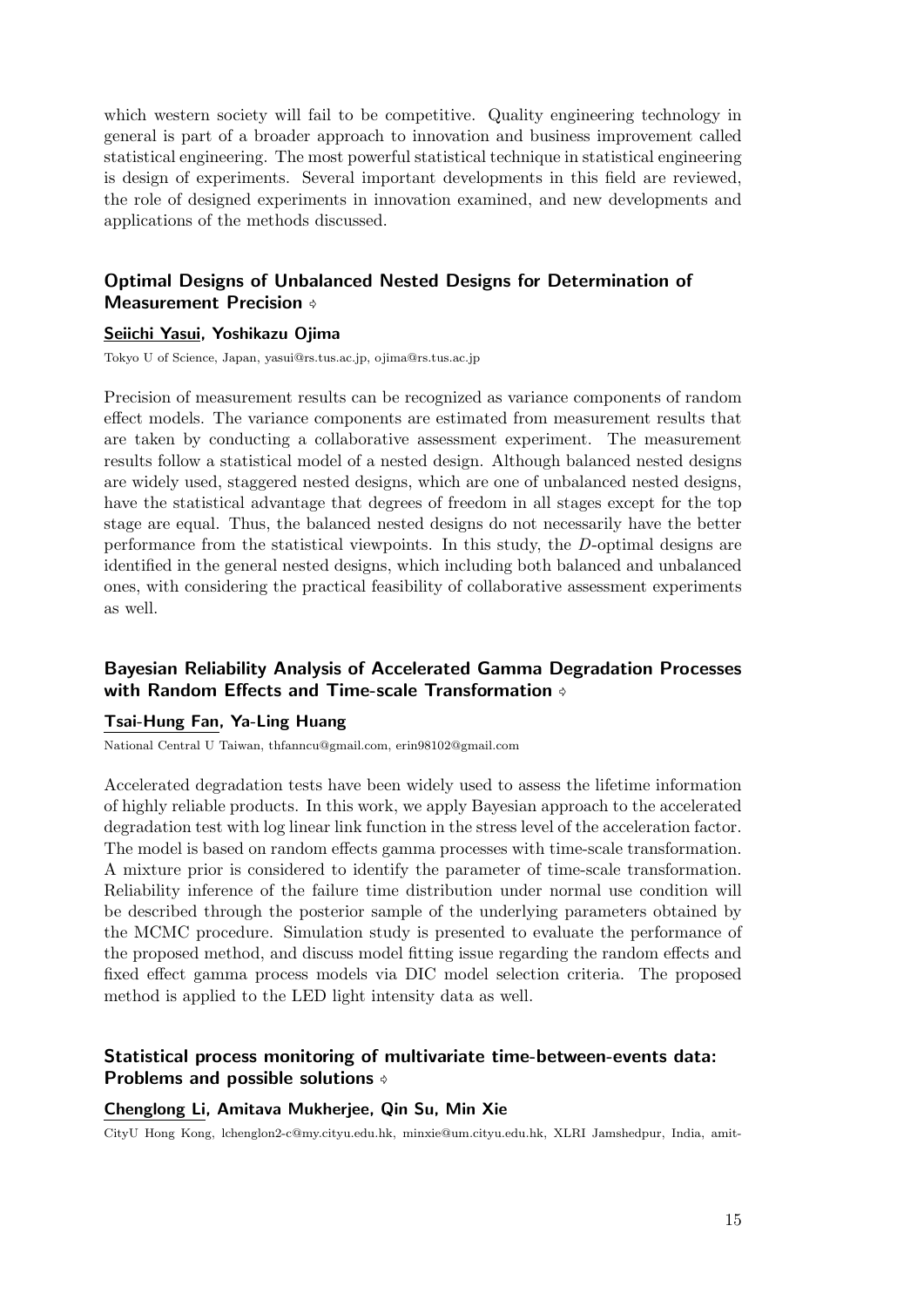which western society will fail to be competitive. Quality engineering technology in general is part of a broader approach to innovation and business improvement called statistical engineering. The most powerful statistical technique in statistical engineering is design of experiments. Several important developments in this field are reviewed, the role of designed experiments in innovation examined, and new developments and applications of the methods discussed.

### Optimal Designs of Unbalanced Nested Designs for Determination of Measurement Precision ⇘

**Seiichi Yasui, Yoshikazu Ojima**

Tokyo U of Science, Japan, yasui@rs.tus.ac.jp, ojima@rs.tus.ac.jp

Precision of measurement results can be recognized as variance components of random effect models. The variance components are estimated from measurement results that are taken by conducting a collaborative assessment experiment. The measurement results follow a statistical model of a nested design. Although balanced nested designs are widely used, staggered nested designs, which are one of unbalanced nested designs, have the statistical advantage that degrees of freedom in all stages except for the top stage are equal. Thus, the balanced nested designs do not necessarily have the better performance from the statistical viewpoints. In this study, the $D$-optimal designs are identified in the general nested designs, which including both balanced and unbalanced ones, with considering the practical feasibility of collaborative assessment experiments as well.

### Bayesian Reliability Analysis of Accelerated Gamma Degradation Processes with Random Effects and Time-scale Transformation ⇘

**Tsai-Hung Fan, Ya-Ling Huang**

National Central U Taiwan, thfanncu@gmail.com, erin98102@gmail.com

Accelerated degradation tests have been widely used to assess the lifetime information of highly reliable products. In this work, we apply Bayesian approach to the accelerated degradation test with log linear link function in the stress level of the acceleration factor. The model is based on random effects gamma processes with time-scale transformation. A mixture prior is considered to identify the parameter of time-scale transformation. Reliability inference of the failure time distribution under normal use condition will be described through the posterior sample of the underlying parameters obtained by the MCMC procedure. Simulation study is presented to evaluate the performance of the proposed method, and discuss model fitting issue regarding the random effects and fixed effect gamma process models via DIC model selection criteria. The proposed method is applied to the LED light intensity data as well.

### Statistical process monitoring of multivariate time-between-events data: Problems and possible solutions ⇘

**Chenglong Li, Amitava Mukherjee, Qin Su, Min Xie**

CityU Hong Kong, lchenglon2-c@my.cityu.edu.hk, minxie@um.cityu.edu.hk, XLRI Jamshedpur, India, amit-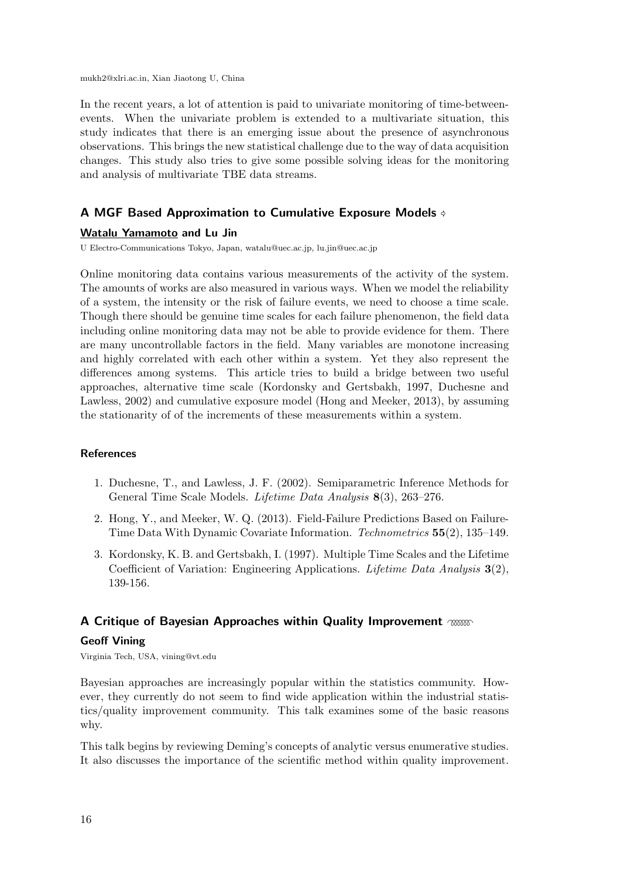mukh2@xlri.ac.in, Xian Jiaotong U, China

In the recent years, a lot of attention is paid to univariate monitoring of time-between-events. When the univariate problem is extended to a multivariate situation, this study indicates that there is an emerging issue about the presence of asynchronous observations. This brings the new statistical challenge due to the way of data acquisition changes. This study also tries to give some possible solving ideas for the monitoring and analysis of multivariate TBE data streams.

### A MGF Based Approximation to Cumulative Exposure Models

**Watalu Yamamoto and Lu Jin**

U Electro-Communications Tokyo, Japan, watalu@uec.ac.jp, lu.jin@uec.ac.jp

Online monitoring data contains various measurements of the activity of the system. The amounts of works are also measured in various ways. When we model the reliability of a system, the intensity or the risk of failure events, we need to choose a time scale. Though there should be genuine time scales for each failure phenomenon, the field data including online monitoring data may not be able to provide evidence for them. There are many uncontrollable factors in the field. Many variables are monotone increasing and highly correlated with each other within a system. Yet they also represent the differences among systems. This article tries to build a bridge between two useful approaches, alternative time scale (Kordonsky and Gertsbakh, 1997, Duchesne and Lawless, 2002) and cumulative exposure model (Hong and Meeker, 2013), by assuming the stationarity of of the increments of these measurements within a system.

#### References

1. Duchesne, T., and Lawless, J. F. (2002). Semiparametric Inference Methods for General Time Scale Models. *Lifetime Data Analysis* **8**(3), 263–276.
2. Hong, Y., and Meeker, W. Q. (2013). Field-Failure Predictions Based on Failure-Time Data With Dynamic Covariate Information. *Technometrics* **55**(2), 135–149.
3. Kordonsky, K. B. and Gertsbakh, I. (1997). Multiple Time Scales and the Lifetime Coefficient of Variation: Engineering Applications. *Lifetime Data Analysis* **3**(2), 139-156.

### A Critique of Bayesian Approaches within Quality Improvement

**Geoff Vining**

Virginia Tech, USA, vining@vt.edu

Bayesian approaches are increasingly popular within the statistics community. However, they currently do not seem to find wide application within the industrial statistics/quality improvement community. This talk examines some of the basic reasons why.

This talk begins by reviewing Deming's concepts of analytic versus enumerative studies. It also discusses the importance of the scientific method within quality improvement.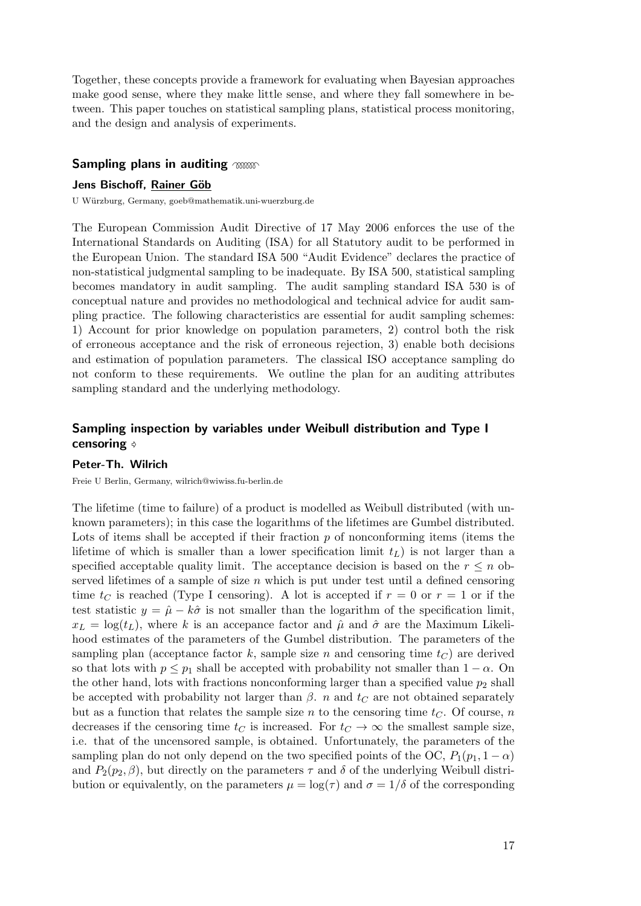Together, these concepts provide a framework for evaluating when Bayesian approaches make good sense, where they make little sense, and where they fall somewhere in between. This paper touches on statistical sampling plans, statistical process monitoring, and the design and analysis of experiments.

### Sampling plans in auditing

#### Jens Bischoff, Rainer Göb

U Würzburg, Germany, goeb@mathematik.uni-wuerzburg.de

The European Commission Audit Directive of 17 May 2006 enforces the use of the International Standards on Auditing (ISA) for all Statutory audit to be performed in the European Union. The standard ISA 500 "Audit Evidence" declares the practice of non-statistical judgmental sampling to be inadequate. By ISA 500, statistical sampling becomes mandatory in audit sampling. The audit sampling standard ISA 530 is of conceptual nature and provides no methodological and technical advice for audit sampling practice. The following characteristics are essential for audit sampling schemes: 1) Account for prior knowledge on population parameters, 2) control both the risk of erroneous acceptance and the risk of erroneous rejection, 3) enable both decisions and estimation of population parameters. The classical ISO acceptance sampling do not conform to these requirements. We outline the plan for an auditing attributes sampling standard and the underlying methodology.

### Sampling inspection by variables under Weibull distribution and Type I censoring

#### Peter-Th. Wilrich

Freie U Berlin, Germany, wilrich@wiwiss.fu-berlin.de

The lifetime (time to failure) of a product is modelled as Weibull distributed (with unknown parameters); in this case the logarithms of the lifetimes are Gumbel distributed. Lots of items shall be accepted if their fraction $p$ of nonconforming items (items the lifetime of which is smaller than a lower specification limit $t_L$) is not larger than a specified acceptable quality limit. The acceptance decision is based on the $r \leq n$ observed lifetimes of a sample of size $n$ which is put under test until a defined censoring time $t_C$ is reached (Type I censoring). A lot is accepted if $r = 0$ or $r = 1$ or if the test statistic $y = \hat{\mu} - k\hat{\sigma}$ is not smaller than the logarithm of the specification limit, $x_L = \log(t_L)$, where $k$ is an accepance factor and $\hat{\mu}$ and $\hat{\sigma}$ are the Maximum Likelihood estimates of the parameters of the Gumbel distribution. The parameters of the sampling plan (acceptance factor $k$, sample size $n$ and censoring time $t_C$) are derived so that lots with $p \leq p_1$ shall be accepted with probability not smaller than $1 - \alpha$. On the other hand, lots with fractions nonconforming larger than a specified value $p_2$ shall be accepted with probability not larger than $\beta$. $n$ and $t_C$ are not obtained separately but as a function that relates the sample size $n$ to the censoring time $t_C$. Of course, $n$ decreases if the censoring time $t_C$ is increased. For $t_C \to \infty$ the smallest sample size, i.e. that of the uncensored sample, is obtained. Unfortunately, the parameters of the sampling plan do not only depend on the two specified points of the OC, $P_1(p_1, 1 - \alpha)$ and $P_2(p_2, \beta)$, but directly on the parameters $\tau$ and $\delta$ of the underlying Weibull distribution or equivalently, on the parameters $\mu = \log(\tau)$ and $\sigma = 1/\delta$ of the corresponding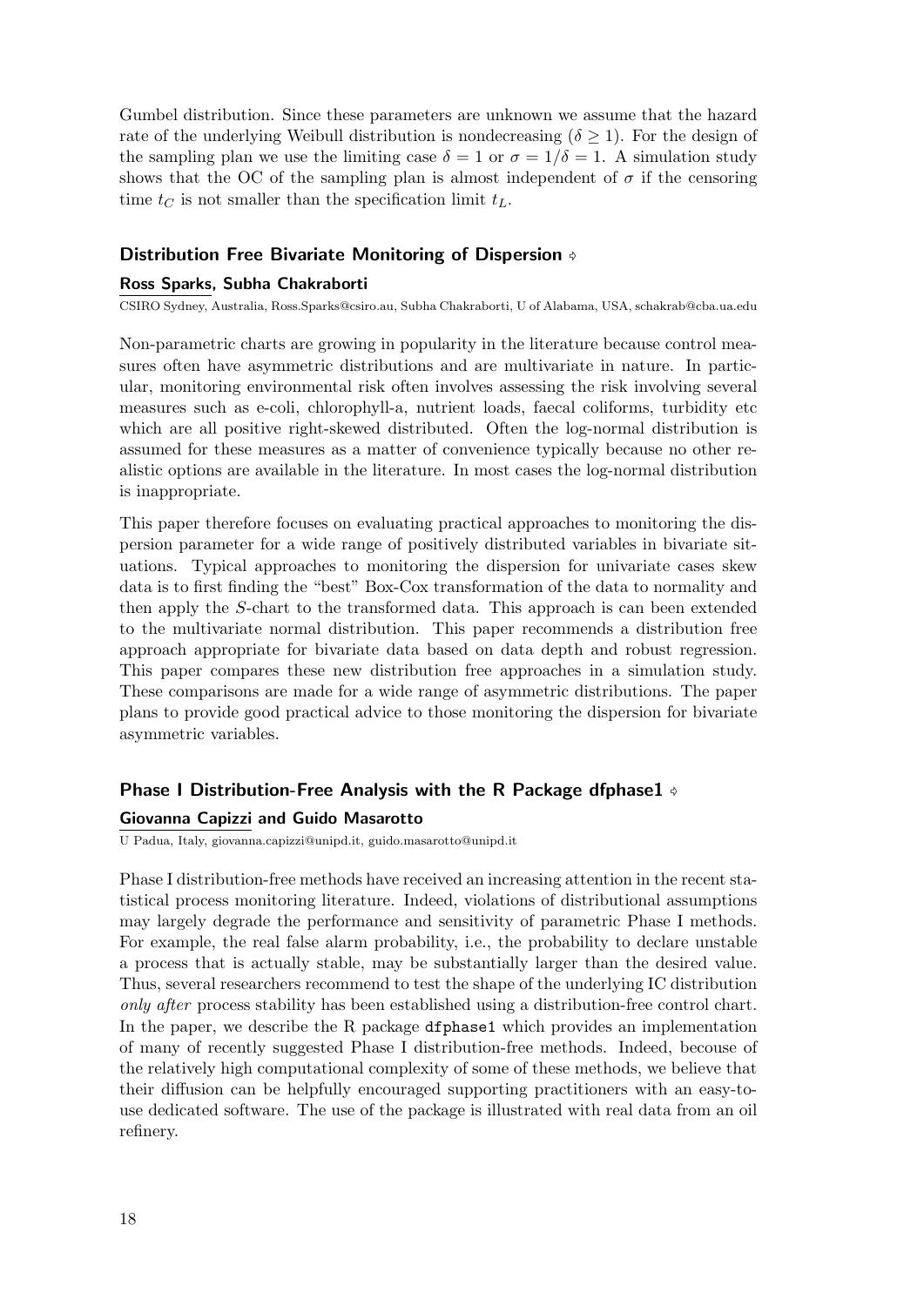Gumbel distribution. Since these parameters are unknown we assume that the hazard rate of the underlying Weibull distribution is nondecreasing ($\delta \geq 1$). For the design of the sampling plan we use the limiting case $\delta = 1$ or $\sigma = 1/\delta = 1$. A simulation study shows that the OC of the sampling plan is almost independent of $\sigma$ if the censoring time $t_C$ is not smaller than the specification limit $t_L$.

### Distribution Free Bivariate Monitoring of Dispersion

**Ross Sparks, Subha Chakraborti**

CSIRO Sydney, Australia, Ross.Sparks@csiro.au, Subha Chakraborti, U of Alabama, USA, schakrab@cba.ua.edu

Non-parametric charts are growing in popularity in the literature because control measures often have asymmetric distributions and are multivariate in nature. In particular, monitoring environmental risk often involves assessing the risk involving several measures such as e-coli, chlorophyll-a, nutrient loads, faecal coliforms, turbidity etc which are all positive right-skewed distributed. Often the log-normal distribution is assumed for these measures as a matter of convenience typically because no other realistic options are available in the literature. In most cases the log-normal distribution is inappropriate.

This paper therefore focuses on evaluating practical approaches to monitoring the dispersion parameter for a wide range of positively distributed variables in bivariate situations. Typical approaches to monitoring the dispersion for univariate cases skew data is to first finding the "best" Box-Cox transformation of the data to normality and then apply the $S$-chart to the transformed data. This approach is can been extended to the multivariate normal distribution. This paper recommends a distribution free approach appropriate for bivariate data based on data depth and robust regression. This paper compares these new distribution free approaches in a simulation study. These comparisons are made for a wide range of asymmetric distributions. The paper plans to provide good practical advice to those monitoring the dispersion for bivariate asymmetric variables.

### Phase I Distribution-Free Analysis with the R Package dfphase1

**Giovanna Capizzi and Guido Masarotto**

U Padua, Italy, giovanna.capizzi@unipd.it, guido.masarotto@unipd.it

Phase I distribution-free methods have received an increasing attention in the recent statistical process monitoring literature. Indeed, violations of distributional assumptions may largely degrade the performance and sensitivity of parametric Phase I methods. For example, the real false alarm probability, i.e., the probability to declare unstable a process that is actually stable, may be substantially larger than the desired value. Thus, several researchers recommend to test the shape of the underlying IC distribution *only after* process stability has been established using a distribution-free control chart. In the paper, we describe the R package `dfphase1` which provides an implementation of many of recently suggested Phase I distribution-free methods. Indeed, becouse of the relatively high computational complexity of some of these methods, we believe that their diffusion can be helpfully encouraged supporting practitioners with an easy-to-use dedicated software. The use of the package is illustrated with real data from an oil refinery.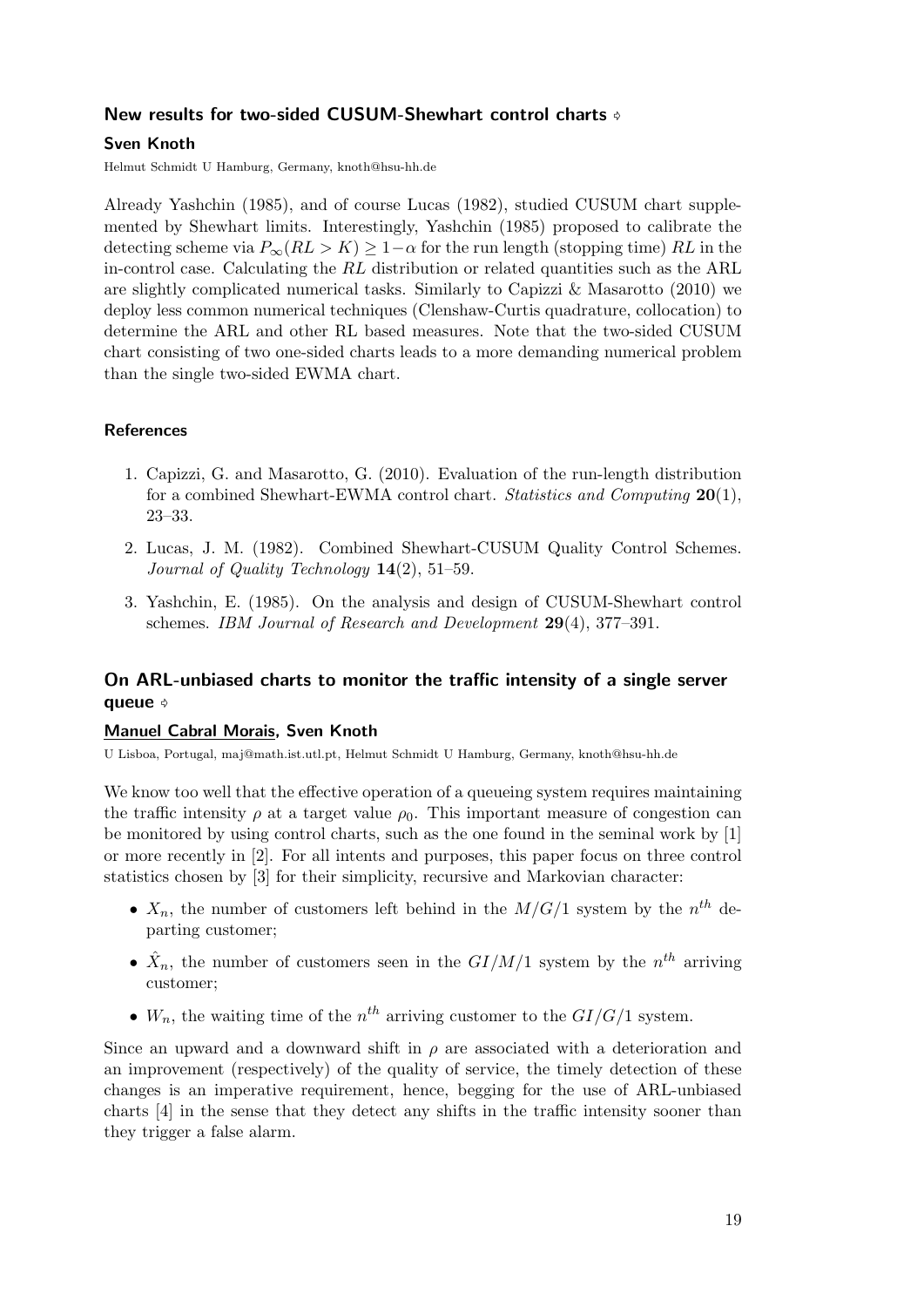## New results for two-sided CUSUM-Shewhart control charts ⊕

**Sven Knoth**

Helmut Schmidt U Hamburg, Germany, knoth@hsu-hh.de

Already Yashchin (1985), and of course Lucas (1982), studied CUSUM chart supplemented by Shewhart limits. Interestingly, Yashchin (1985) proposed to calibrate the detecting scheme via $P_\infty(RL > K) \geq 1-\alpha$ for the run length (stopping time) $RL$ in the in-control case. Calculating the $RL$ distribution or related quantities such as the ARL are slightly complicated numerical tasks. Similarly to Capizzi & Masarotto (2010) we deploy less common numerical techniques (Clenshaw-Curtis quadrature, collocation) to determine the ARL and other RL based measures. Note that the two-sided CUSUM chart consisting of two one-sided charts leads to a more demanding numerical problem than the single two-sided EWMA chart.

### References

1. Capizzi, G. and Masarotto, G. (2010). Evaluation of the run-length distribution for a combined Shewhart-EWMA control chart. *Statistics and Computing* **20**(1), 23–33.
2. Lucas, J. M. (1982). Combined Shewhart-CUSUM Quality Control Schemes. *Journal of Quality Technology* **14**(2), 51–59.
3. Yashchin, E. (1985). On the analysis and design of CUSUM-Shewhart control schemes. *IBM Journal of Research and Development* **29**(4), 377–391.

## On ARL-unbiased charts to monitor the traffic intensity of a single server queue ⊕

**Manuel Cabral Morais, Sven Knoth**

U Lisboa, Portugal, maj@math.ist.utl.pt, Helmut Schmidt U Hamburg, Germany, knoth@hsu-hh.de

We know too well that the effective operation of a queueing system requires maintaining the traffic intensity $\rho$ at a target value $\rho_0$. This important measure of congestion can be monitored by using control charts, such as the one found in the seminal work by [1] or more recently in [2]. For all intents and purposes, this paper focus on three control statistics chosen by [3] for their simplicity, recursive and Markovian character:

- $X_n$, the number of customers left behind in the $M/G/1$ system by the $n^{th}$ departing customer;
- $\hat{X}_n$, the number of customers seen in the $GI/M/1$ system by the $n^{th}$ arriving customer;
- $W_n$, the waiting time of the $n^{th}$ arriving customer to the $GI/G/1$ system.

Since an upward and a downward shift in $\rho$ are associated with a deterioration and an improvement (respectively) of the quality of service, the timely detection of these changes is an imperative requirement, hence, begging for the use of ARL-unbiased charts [4] in the sense that they detect any shifts in the traffic intensity sooner than they trigger a false alarm.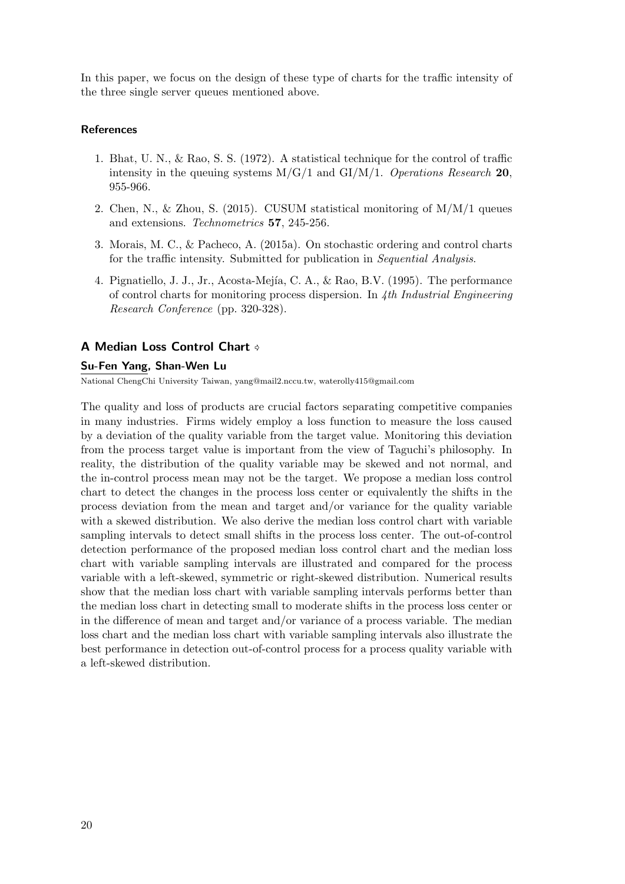In this paper, we focus on the design of these type of charts for the traffic intensity of the three single server queues mentioned above.

#### References

1. Bhat, U. N., & Rao, S. S. (1972). A statistical technique for the control of traffic intensity in the queuing systems M/G/1 and GI/M/1. *Operations Research* **20**, 955-966.
2. Chen, N., & Zhou, S. (2015). CUSUM statistical monitoring of M/M/1 queues and extensions. *Technometrics* **57**, 245-256.
3. Morais, M. C., & Pacheco, A. (2015a). On stochastic ordering and control charts for the traffic intensity. Submitted for publication in *Sequential Analysis*.
4. Pignatiello, J. J., Jr., Acosta-Mejía, C. A., & Rao, B.V. (1995). The performance of control charts for monitoring process dispersion. In *4th Industrial Engineering Research Conference* (pp. 320-328).

### A Median Loss Control Chart

**Su-Fen Yang, Shan-Wen Lu**

National ChengChi University Taiwan, yang@mail2.nccu.tw, waterolly415@gmail.com

The quality and loss of products are crucial factors separating competitive companies in many industries. Firms widely employ a loss function to measure the loss caused by a deviation of the quality variable from the target value. Monitoring this deviation from the process target value is important from the view of Taguchi's philosophy. In reality, the distribution of the quality variable may be skewed and not normal, and the in-control process mean may not be the target. We propose a median loss control chart to detect the changes in the process loss center or equivalently the shifts in the process deviation from the mean and target and/or variance for the quality variable with a skewed distribution. We also derive the median loss control chart with variable sampling intervals to detect small shifts in the process loss center. The out-of-control detection performance of the proposed median loss control chart and the median loss chart with variable sampling intervals are illustrated and compared for the process variable with a left-skewed, symmetric or right-skewed distribution. Numerical results show that the median loss chart with variable sampling intervals performs better than the median loss chart in detecting small to moderate shifts in the process loss center or in the difference of mean and target and/or variance of a process variable. The median loss chart and the median loss chart with variable sampling intervals also illustrate the best performance in detection out-of-control process for a process quality variable with a left-skewed distribution.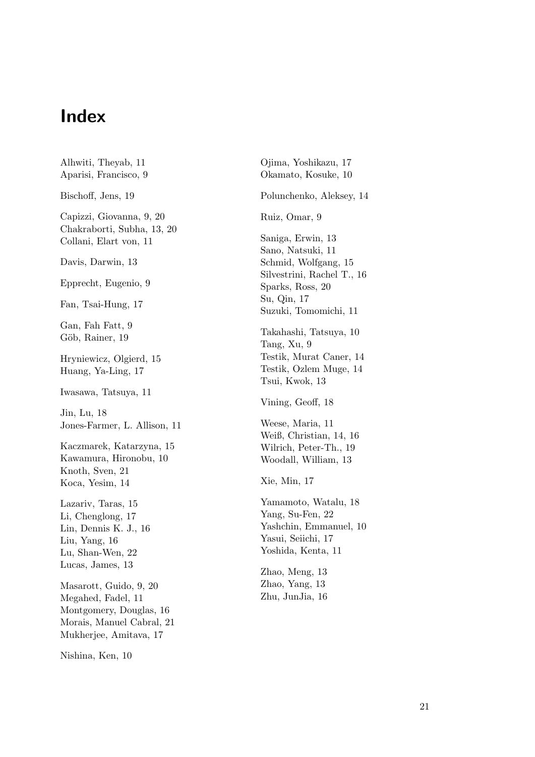# Index

Alhwiti, Theyab, 11
Aparisi, Francisco, 9

Bischoff, Jens, 19

Capizzi, Giovanna, 9, 20
Chakraborti, Subha, 13, 20
Collani, Elart von, 11

Davis, Darwin, 13

Epprecht, Eugenio, 9

Fan, Tsai-Hung, 17

Gan, Fah Fatt, 9
Göb, Rainer, 19

Hryniewicz, Olgierd, 15
Huang, Ya-Ling, 17

Iwasawa, Tatsuya, 11

Jin, Lu, 18
Jones-Farmer, L. Allison, 11

Kaczmarek, Katarzyna, 15
Kawamura, Hironobu, 10
Knoth, Sven, 21
Koca, Yesim, 14

Lazariv, Taras, 15
Li, Chenglong, 17
Lin, Dennis K. J., 16
Liu, Yang, 16
Lu, Shan-Wen, 22
Lucas, James, 13

Masarott, Guido, 9, 20
Megahed, Fadel, 11
Montgomery, Douglas, 16
Morais, Manuel Cabral, 21
Mukherjee, Amitava, 17

Nishina, Ken, 10

Ojima, Yoshikazu, 17
Okamato, Kosuke, 10

Polunchenko, Aleksey, 14

Ruiz, Omar, 9

Saniga, Erwin, 13
Sano, Natsuki, 11
Schmid, Wolfgang, 15
Silvestrini, Rachel T., 16
Sparks, Ross, 20
Su, Qin, 17
Suzuki, Tomomichi, 11

Takahashi, Tatsuya, 10
Tang, Xu, 9
Testik, Murat Caner, 14
Testik, Ozlem Muge, 14
Tsui, Kwok, 13

Vining, Geoff, 18

Weese, Maria, 11
Weiß, Christian, 14, 16
Wilrich, Peter-Th., 19
Woodall, William, 13

Xie, Min, 17

Yamamoto, Watalu, 18
Yang, Su-Fen, 22
Yashchin, Emmanuel, 10
Yasui, Seiichi, 17
Yoshida, Kenta, 11

Zhao, Meng, 13
Zhao, Yang, 13
Zhu, JunJia, 16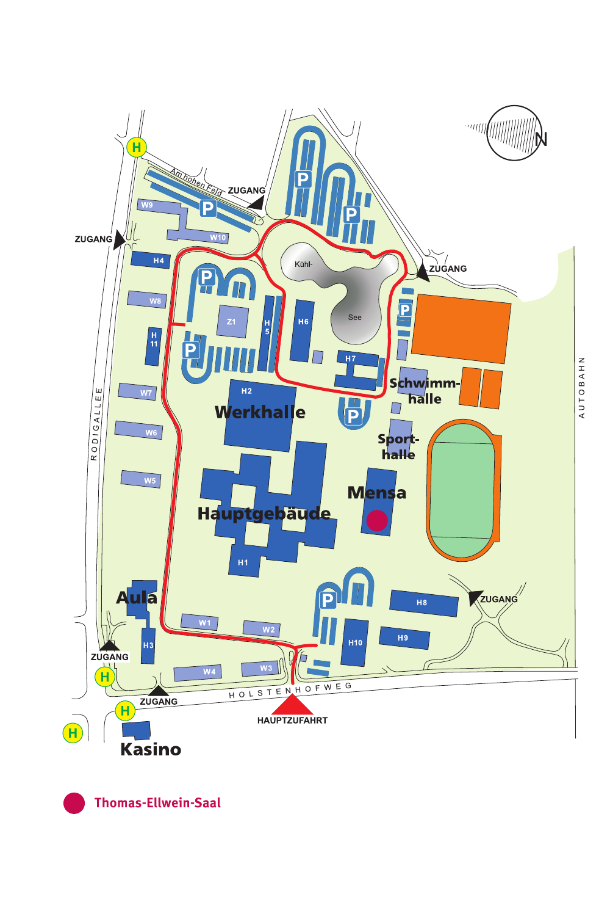H

Am hohen Feld

ZUGANG

W9

P

W10

ZUGANG

P

P

H4

P

Kühl-

See

ZUGANG

W8

Z1

H5

H6

P

H11

P

H7

W7

H2

Schwimm-halle

Werkhalle

P

RODIGALLEE

AUTOBAHN

W6

Sport-halle

W5

Mensa

Hauptgebäude

H1

Aula

P

H8

ZUGANG

W1

W2

H10

H9

H3

ZUGANG

H

W4

W3

ZUGANG

HOLSTENHOFWEG

H

HAUPTZUFAHRT

H

Kasino

N

Thomas-Ellwein-Saal